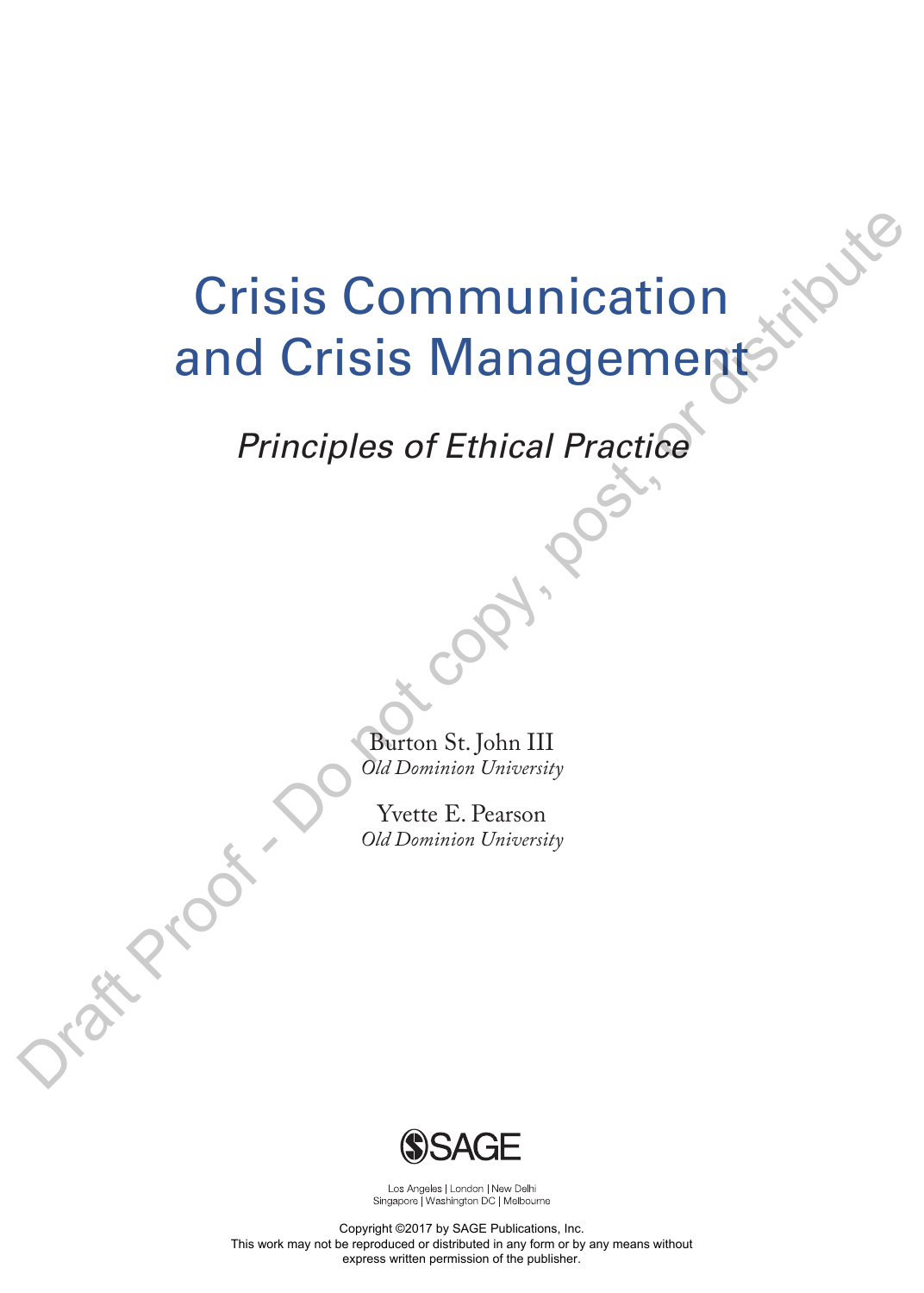# Crisis Communication and Crisis Management

*Principles of Ethical Practice*

Burton St. John III
*Old Dominion University*

Yvette E. Pearson
*Old Dominion University*

SAGE

Los Angeles | London | New Delhi
Singapore | Washington DC | Melbourne

Copyright ©2017 by SAGE Publications, Inc.
This work may not be reproduced or distributed in any form or by any means without express written permission of the publisher.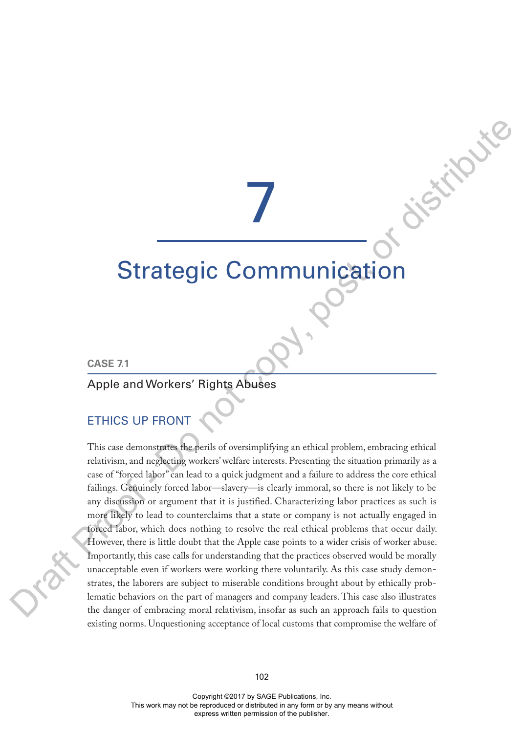# 7

# Strategic Communication

## CASE 7.1

### Apple and Workers' Rights Abuses

### ETHICS UP FRONT

This case demonstrates the perils of oversimplifying an ethical problem, embracing ethical relativism, and neglecting workers' welfare interests. Presenting the situation primarily as a case of "forced labor" can lead to a quick judgment and a failure to address the core ethical failings. Genuinely forced labor—slavery—is clearly immoral, so there is not likely to be any discussion or argument that it is justified. Characterizing labor practices as such is more likely to lead to counterclaims that a state or company is not actually engaged in forced labor, which does nothing to resolve the real ethical problems that occur daily. However, there is little doubt that the Apple case points to a wider crisis of worker abuse. Importantly, this case calls for understanding that the practices observed would be morally unacceptable even if workers were working there voluntarily. As this case study demonstrates, the laborers are subject to miserable conditions brought about by ethically problematic behaviors on the part of managers and company leaders. This case also illustrates the danger of embracing moral relativism, insofar as such an approach fails to question existing norms. Unquestioning acceptance of local customs that compromise the welfare of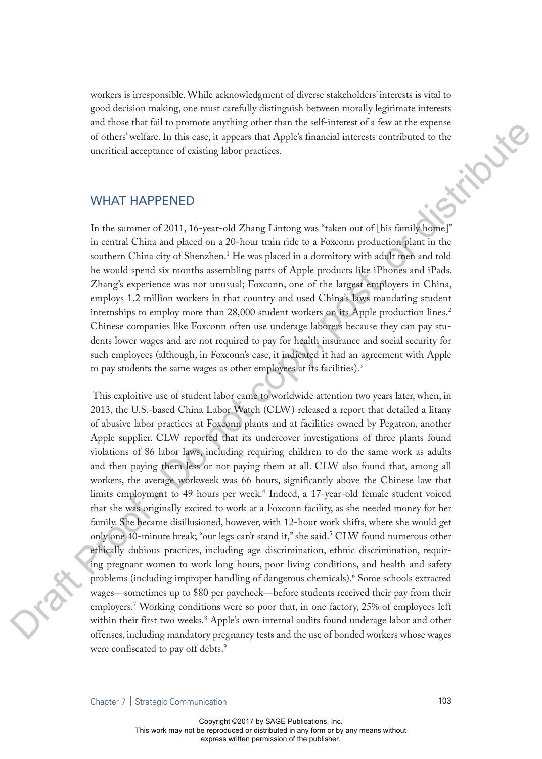workers is irresponsible. While acknowledgment of diverse stakeholders' interests is vital to good decision making, one must carefully distinguish between morally legitimate interests and those that fail to promote anything other than the self-interest of a few at the expense of others' welfare. In this case, it appears that Apple's financial interests contributed to the uncritical acceptance of existing labor practices.

## WHAT HAPPENED

In the summer of 2011, 16-year-old Zhang Lintong was "taken out of [his family home]" in central China and placed on a 20-hour train ride to a Foxconn production plant in the southern China city of Shenzhen.[1] He was placed in a dormitory with adult men and told he would spend six months assembling parts of Apple products like iPhones and iPads. Zhang's experience was not unusual; Foxconn, one of the largest employers in China, employs 1.2 million workers in that country and used China's laws mandating student internships to employ more than 28,000 student workers on its Apple production lines.[2] Chinese companies like Foxconn often use underage laborers because they can pay students lower wages and are not required to pay for health insurance and social security for such employees (although, in Foxconn's case, it indicated it had an agreement with Apple to pay students the same wages as other employees at its facilities).[3]

This exploitive use of student labor came to worldwide attention two years later, when, in 2013, the U.S.-based China Labor Watch (CLW) released a report that detailed a litany of abusive labor practices at Foxconn plants and at facilities owned by Pegatron, another Apple supplier. CLW reported that its undercover investigations of three plants found violations of 86 labor laws, including requiring children to do the same work as adults and then paying them less or not paying them at all. CLW also found that, among all workers, the average workweek was 66 hours, significantly above the Chinese law that limits employment to 49 hours per week.[4] Indeed, a 17-year-old female student voiced that she was originally excited to work at a Foxconn facility, as she needed money for her family. She became disillusioned, however, with 12-hour work shifts, where she would get only one 40-minute break; "our legs can't stand it," she said.[5] CLW found numerous other ethically dubious practices, including age discrimination, ethnic discrimination, requiring pregnant women to work long hours, poor living conditions, and health and safety problems (including improper handling of dangerous chemicals).[6] Some schools extracted wages—sometimes up to $80 per paycheck—before students received their pay from their employers.[7] Working conditions were so poor that, in one factory, 25% of employees left within their first two weeks.[8] Apple's own internal audits found underage labor and other offenses, including mandatory pregnancy tests and the use of bonded workers whose wages were confiscated to pay off debts.[9]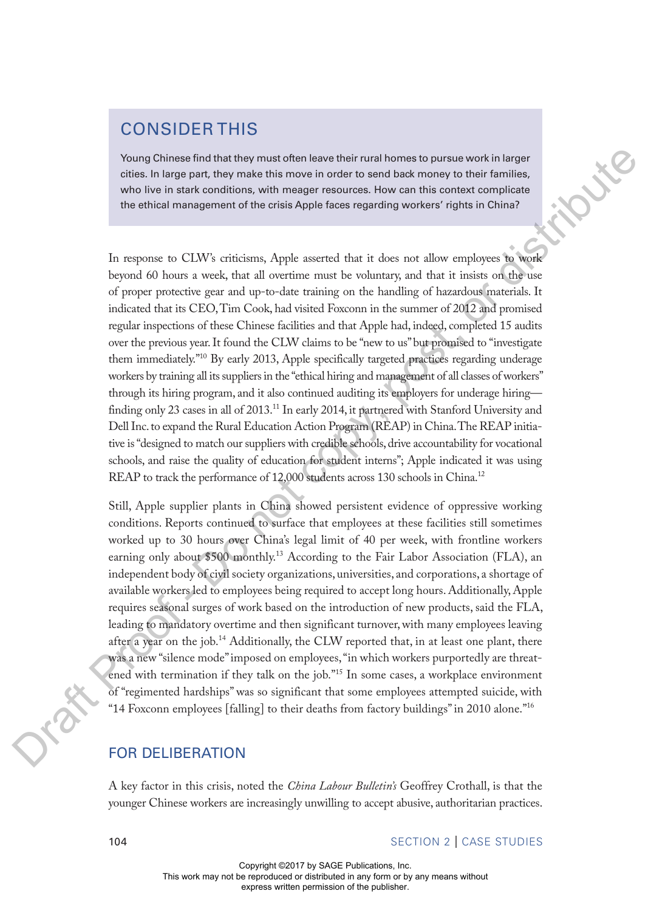## CONSIDER THIS

Young Chinese find that they must often leave their rural homes to pursue work in larger cities. In large part, they make this move in order to send back money to their families, who live in stark conditions, with meager resources. How can this context complicate the ethical management of the crisis Apple faces regarding workers' rights in China?

In response to CLW's criticisms, Apple asserted that it does not allow employees to work beyond 60 hours a week, that all overtime must be voluntary, and that it insists on the use of proper protective gear and up-to-date training on the handling of hazardous materials. It indicated that its CEO, Tim Cook, had visited Foxconn in the summer of 2012 and promised regular inspections of these Chinese facilities and that Apple had, indeed, completed 15 audits over the previous year. It found the CLW claims to be "new to us" but promised to "investigate them immediately."[10] By early 2013, Apple specifically targeted practices regarding underage workers by training all its suppliers in the "ethical hiring and management of all classes of workers" through its hiring program, and it also continued auditing its employers for underage hiring—finding only 23 cases in all of 2013.[11] In early 2014, it partnered with Stanford University and Dell Inc. to expand the Rural Education Action Program (REAP) in China. The REAP initiative is "designed to match our suppliers with credible schools, drive accountability for vocational schools, and raise the quality of education for student interns"; Apple indicated it was using REAP to track the performance of 12,000 students across 130 schools in China.[12]

Still, Apple supplier plants in China showed persistent evidence of oppressive working conditions. Reports continued to surface that employees at these facilities still sometimes worked up to 30 hours over China's legal limit of 40 per week, with frontline workers earning only about $500 monthly.[13] According to the Fair Labor Association (FLA), an independent body of civil society organizations, universities, and corporations, a shortage of available workers led to employees being required to accept long hours. Additionally, Apple requires seasonal surges of work based on the introduction of new products, said the FLA, leading to mandatory overtime and then significant turnover, with many employees leaving after a year on the job.[14] Additionally, the CLW reported that, in at least one plant, there was a new "silence mode" imposed on employees, "in which workers purportedly are threatened with termination if they talk on the job."[15] In some cases, a workplace environment of "regimented hardships" was so significant that some employees attempted suicide, with "14 Foxconn employees [falling] to their deaths from factory buildings" in 2010 alone."[16]

## FOR DELIBERATION

A key factor in this crisis, noted the *China Labour Bulletin's* Geoffrey Crothall, is that the younger Chinese workers are increasingly unwilling to accept abusive, authoritarian practices.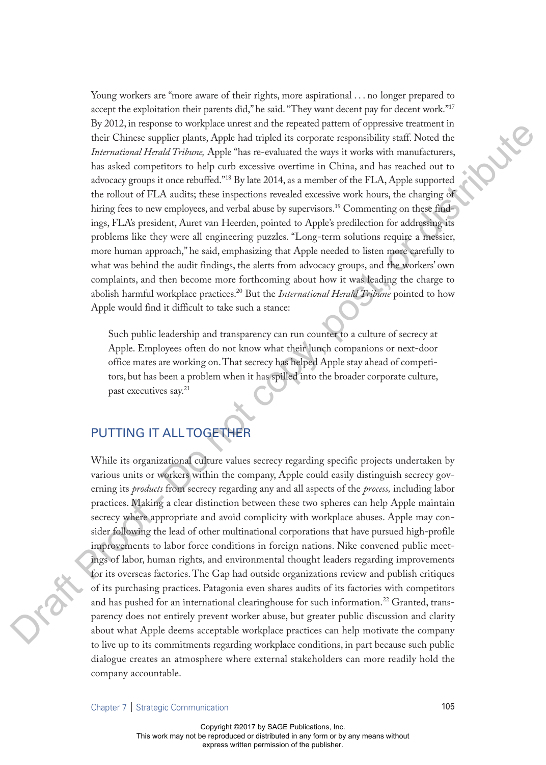Young workers are "more aware of their rights, more aspirational . . . no longer prepared to accept the exploitation their parents did," he said. "They want decent pay for decent work."[17] By 2012, in response to workplace unrest and the repeated pattern of oppressive treatment in their Chinese supplier plants, Apple had tripled its corporate responsibility staff. Noted the *International Herald Tribune,* Apple "has re-evaluated the ways it works with manufacturers, has asked competitors to help curb excessive overtime in China, and has reached out to advocacy groups it once rebuffed."[18] By late 2014, as a member of the FLA, Apple supported the rollout of FLA audits; these inspections revealed excessive work hours, the charging of hiring fees to new employees, and verbal abuse by supervisors.[19] Commenting on these findings, FLA's president, Auret van Heerden, pointed to Apple's predilection for addressing its problems like they were all engineering puzzles. "Long-term solutions require a messier, more human approach," he said, emphasizing that Apple needed to listen more carefully to what was behind the audit findings, the alerts from advocacy groups, and the workers' own complaints, and then become more forthcoming about how it was leading the charge to abolish harmful workplace practices.[20] But the *International Herald Tribune* pointed to how Apple would find it difficult to take such a stance:

> Such public leadership and transparency can run counter to a culture of secrecy at Apple. Employees often do not know what their lunch companions or next-door office mates are working on. That secrecy has helped Apple stay ahead of competitors, but has been a problem when it has spilled into the broader corporate culture, past executives say.[21]

## PUTTING IT ALL TOGETHER

While its organizational culture values secrecy regarding specific projects undertaken by various units or workers within the company, Apple could easily distinguish secrecy governing its *products* from secrecy regarding any and all aspects of the *process,* including labor practices. Making a clear distinction between these two spheres can help Apple maintain secrecy where appropriate and avoid complicity with workplace abuses. Apple may consider following the lead of other multinational corporations that have pursued high-profile improvements to labor force conditions in foreign nations. Nike convened public meetings of labor, human rights, and environmental thought leaders regarding improvements for its overseas factories. The Gap had outside organizations review and publish critiques of its purchasing practices. Patagonia even shares audits of its factories with competitors and has pushed for an international clearinghouse for such information.[22] Granted, transparency does not entirely prevent worker abuse, but greater public discussion and clarity about what Apple deems acceptable workplace practices can help motivate the company to live up to its commitments regarding workplace conditions, in part because such public dialogue creates an atmosphere where external stakeholders can more readily hold the company accountable.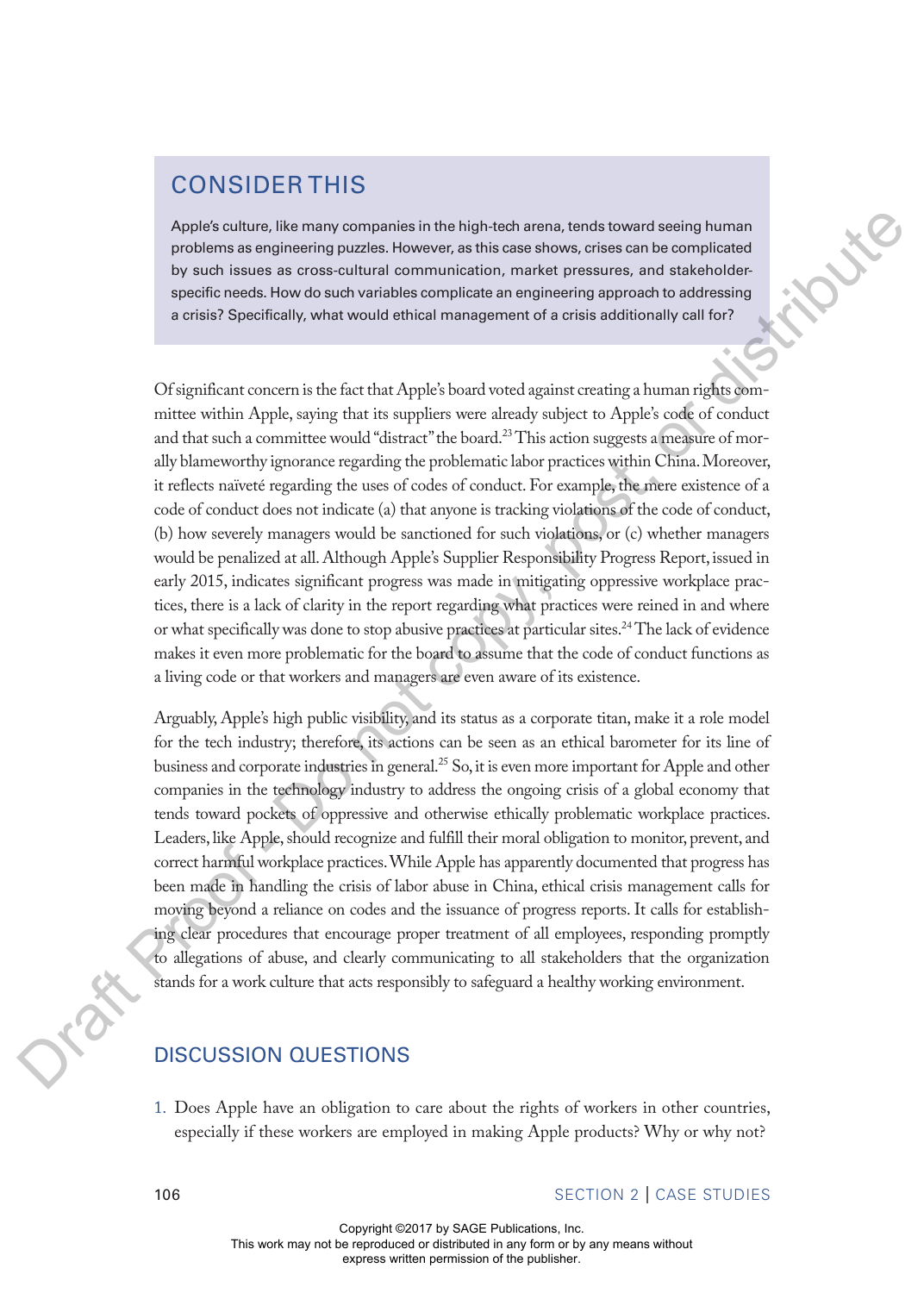## CONSIDER THIS

Apple's culture, like many companies in the high-tech arena, tends toward seeing human problems as engineering puzzles. However, as this case shows, crises can be complicated by such issues as cross-cultural communication, market pressures, and stakeholder-specific needs. How do such variables complicate an engineering approach to addressing a crisis? Specifically, what would ethical management of a crisis additionally call for?

Of significant concern is the fact that Apple's board voted against creating a human rights committee within Apple, saying that its suppliers were already subject to Apple's code of conduct and that such a committee would "distract" the board.[23] This action suggests a measure of morally blameworthy ignorance regarding the problematic labor practices within China. Moreover, it reflects naïveté regarding the uses of codes of conduct. For example, the mere existence of a code of conduct does not indicate (a) that anyone is tracking violations of the code of conduct, (b) how severely managers would be sanctioned for such violations, or (c) whether managers would be penalized at all. Although Apple's Supplier Responsibility Progress Report, issued in early 2015, indicates significant progress was made in mitigating oppressive workplace practices, there is a lack of clarity in the report regarding what practices were reined in and where or what specifically was done to stop abusive practices at particular sites.[24] The lack of evidence makes it even more problematic for the board to assume that the code of conduct functions as a living code or that workers and managers are even aware of its existence.

Arguably, Apple's high public visibility, and its status as a corporate titan, make it a role model for the tech industry; therefore, its actions can be seen as an ethical barometer for its line of business and corporate industries in general.[25] So, it is even more important for Apple and other companies in the technology industry to address the ongoing crisis of a global economy that tends toward pockets of oppressive and otherwise ethically problematic workplace practices. Leaders, like Apple, should recognize and fulfill their moral obligation to monitor, prevent, and correct harmful workplace practices. While Apple has apparently documented that progress has been made in handling the crisis of labor abuse in China, ethical crisis management calls for moving beyond a reliance on codes and the issuance of progress reports. It calls for establishing clear procedures that encourage proper treatment of all employees, responding promptly to allegations of abuse, and clearly communicating to all stakeholders that the organization stands for a work culture that acts responsibly to safeguard a healthy working environment.

## DISCUSSION QUESTIONS

1. Does Apple have an obligation to care about the rights of workers in other countries, especially if these workers are employed in making Apple products? Why or why not?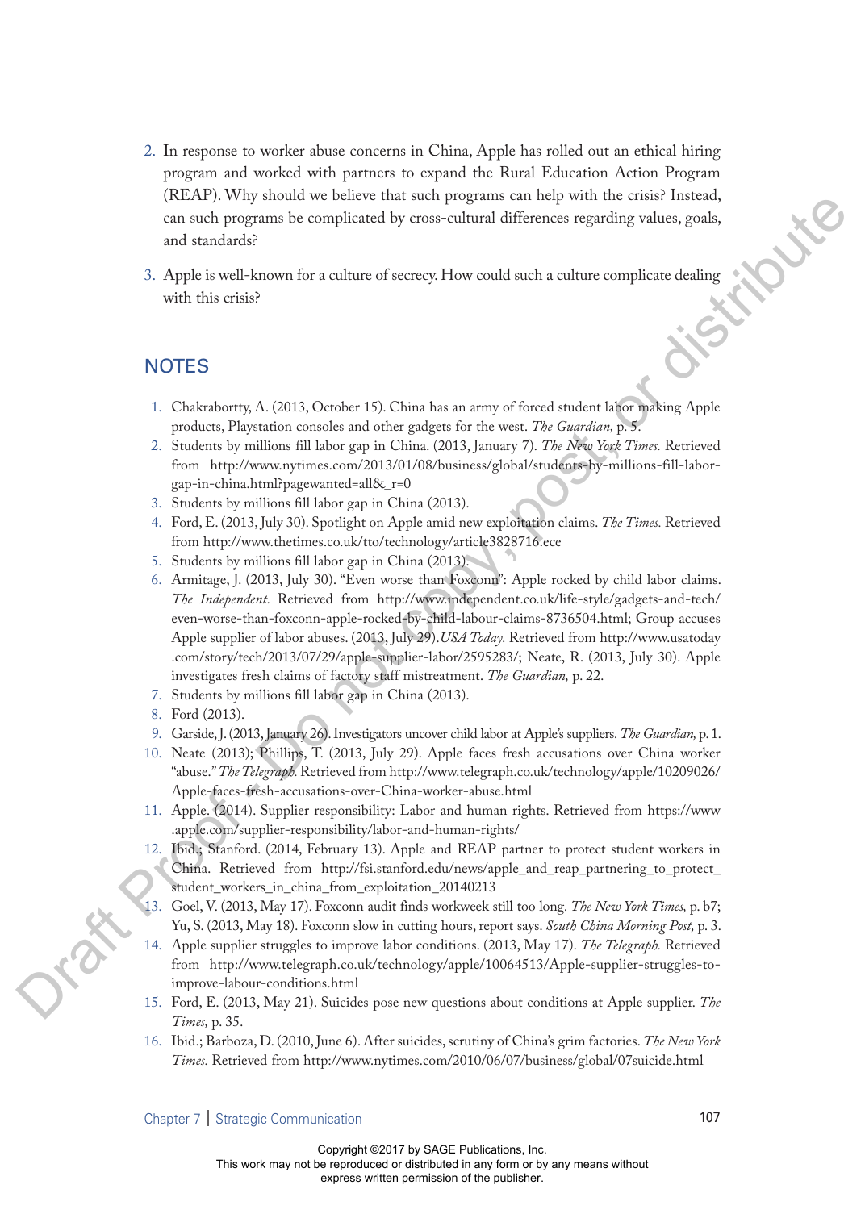2. In response to worker abuse concerns in China, Apple has rolled out an ethical hiring program and worked with partners to expand the Rural Education Action Program (REAP). Why should we believe that such programs can help with the crisis? Instead, can such programs be complicated by cross-cultural differences regarding values, goals, and standards?

3. Apple is well-known for a culture of secrecy. How could such a culture complicate dealing with this crisis?

## NOTES

1. Chakrabortty, A. (2013, October 15). China has an army of forced student labor making Apple products, Playstation consoles and other gadgets for the west. *The Guardian,* p. 5.
2. Students by millions fill labor gap in China. (2013, January 7). *The New York Times.* Retrieved from http://www.nytimes.com/2013/01/08/business/global/students-by-millions-fill-labor-gap-in-china.html?pagewanted=all&_r=0
3. Students by millions fill labor gap in China (2013).
4. Ford, E. (2013, July 30). Spotlight on Apple amid new exploitation claims. *The Times.* Retrieved from http://www.thetimes.co.uk/tto/technology/article3828716.ece
5. Students by millions fill labor gap in China (2013).
6. Armitage, J. (2013, July 30). "Even worse than Foxconn": Apple rocked by child labor claims. *The Independent.* Retrieved from http://www.independent.co.uk/life-style/gadgets-and-tech/even-worse-than-foxconn-apple-rocked-by-child-labour-claims-8736504.html; Group accuses Apple supplier of labor abuses. (2013, July 29). *USA Today.* Retrieved from http://www.usatoday.com/story/tech/2013/07/29/apple-supplier-labor/2595283/; Neate, R. (2013, July 30). Apple investigates fresh claims of factory staff mistreatment. *The Guardian,* p. 22.
7. Students by millions fill labor gap in China (2013).
8. Ford (2013).
9. Garside, J. (2013, January 26). Investigators uncover child labor at Apple's suppliers. *The Guardian,* p. 1.
10. Neate (2013); Phillips, T. (2013, July 29). Apple faces fresh accusations over China worker "abuse." *The Telegraph.* Retrieved from http://www.telegraph.co.uk/technology/apple/10209026/Apple-faces-fresh-accusations-over-China-worker-abuse.html
11. Apple. (2014). Supplier responsibility: Labor and human rights. Retrieved from https://www.apple.com/supplier-responsibility/labor-and-human-rights/
12. Ibid.; Stanford. (2014, February 13). Apple and REAP partner to protect student workers in China. Retrieved from http://fsi.stanford.edu/news/apple_and_reap_partnering_to_protect_student_workers_in_china_from_exploitation_20140213
13. Goel, V. (2013, May 17). Foxconn audit finds workweek still too long. *The New York Times,* p. b7; Yu, S. (2013, May 18). Foxconn slow in cutting hours, report says. *South China Morning Post,* p. 3.
14. Apple supplier struggles to improve labor conditions. (2013, May 17). *The Telegraph.* Retrieved from http://www.telegraph.co.uk/technology/apple/10064513/Apple-supplier-struggles-to-improve-labour-conditions.html
15. Ford, E. (2013, May 21). Suicides pose new questions about conditions at Apple supplier. *The Times,* p. 35.
16. Ibid.; Barboza, D. (2010, June 6). After suicides, scrutiny of China's grim factories. *The New York Times.* Retrieved from http://www.nytimes.com/2010/06/07/business/global/07suicide.html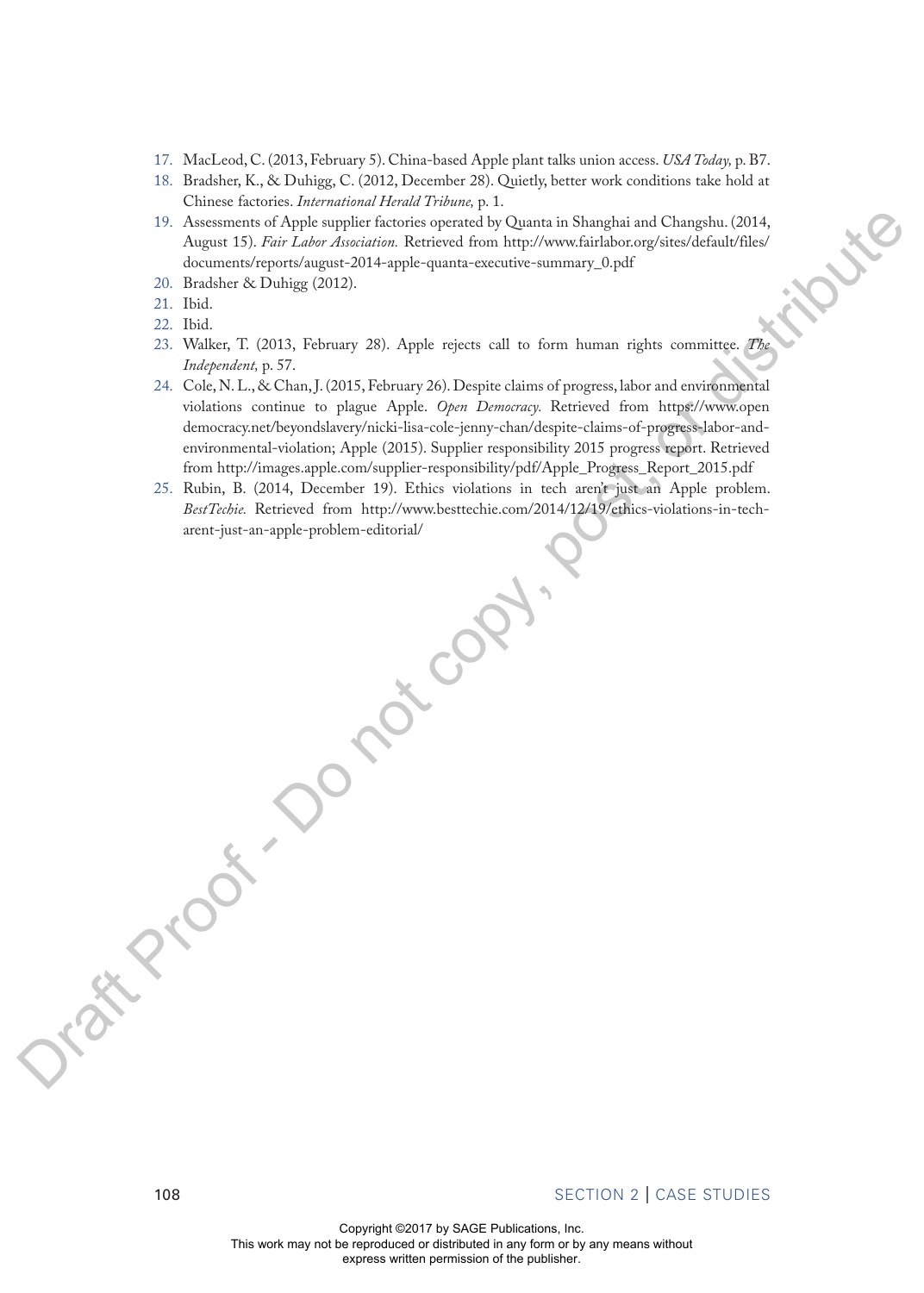17. MacLeod, C. (2013, February 5). China-based Apple plant talks union access. *USA Today,* p. B7.
18. Bradsher, K., & Duhigg, C. (2012, December 28). Quietly, better work conditions take hold at Chinese factories. *International Herald Tribune,* p. 1.
19. Assessments of Apple supplier factories operated by Quanta in Shanghai and Changshu. (2014, August 15). *Fair Labor Association.* Retrieved from http://www.fairlabor.org/sites/default/files/documents/reports/august-2014-apple-quanta-executive-summary_0.pdf
20. Bradsher & Duhigg (2012).
21. Ibid.
22. Ibid.
23. Walker, T. (2013, February 28). Apple rejects call to form human rights committee. *The Independent,* p. 57.
24. Cole, N. L., & Chan, J. (2015, February 26). Despite claims of progress, labor and environmental violations continue to plague Apple. *Open Democracy.* Retrieved from https://www.opendemocracy.net/beyondslavery/nicki-lisa-cole-jenny-chan/despite-claims-of-progress-labor-and-environmental-violation; Apple (2015). Supplier responsibility 2015 progress report. Retrieved from http://images.apple.com/supplier-responsibility/pdf/Apple_Progress_Report_2015.pdf
25. Rubin, B. (2014, December 19). Ethics violations in tech aren't just an Apple problem. *BestTechie.* Retrieved from http://www.besttechie.com/2014/12/19/ethics-violations-in-tech-arent-just-an-apple-problem-editorial/